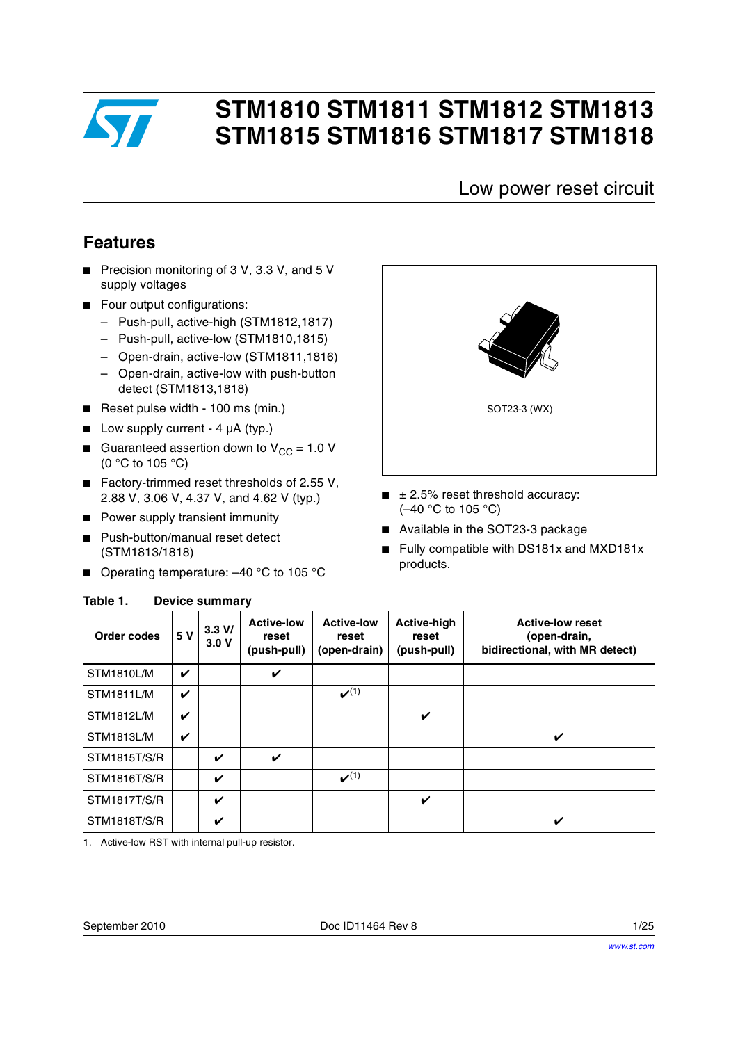# STM1810 STM1811 STM1812 STM1813 STM1815 STM1816 STM1817 STM1818

## Low power reset circuit

## Features

- Precision monitoring of 3 V, 3.3 V, and 5 V supply voltages
- Four output configurations:
  - Push-pull, active-high (STM1812,1817)
  - Push-pull, active-low (STM1810,1815)
  - Open-drain, active-low (STM1811,1816)
  - Open-drain, active-low with push-button detect (STM1813,1818)
- Reset pulse width - 100 ms (min.)
- Low supply current - 4 µA (typ.)
- Guaranteed assertion down to $V_{CC}$ = 1.0 V (0 °C to 105 °C)
- Factory-trimmed reset thresholds of 2.55 V, 2.88 V, 3.06 V, 4.37 V, and 4.62 V (typ.)
- Power supply transient immunity
- Push-button/manual reset detect (STM1813/1818)
- Operating temperature: –40 °C to 105 °C

SOT23-3 (WX)

- ± 2.5% reset threshold accuracy: (–40 °C to 105 °C)
- Available in the SOT23-3 package
- Fully compatible with DS181x and MXD181x products.

**Table 1. Device summary**

| Order codes | 5 V | 3.3 V/ 3.0 V | Active-low reset (push-pull) | Active-low reset (open-drain) | Active-high reset (push-pull) | Active-low reset (open-drain, bidirectional, with $\overline{MR}$ detect) |
|---|---|---|---|---|---|---|
| STM1810L/M | ✔ | | ✔ | | | |
| STM1811L/M | ✔ | | | ✔(1) | | |
| STM1812L/M | ✔ | | | | ✔ | |
| STM1813L/M | ✔ | | | | | ✔ |
| STM1815T/S/R | | ✔ | ✔ | | | |
| STM1816T/S/R | | ✔ | | ✔(1) | | |
| STM1817T/S/R | | ✔ | | | ✔ | |
| STM1818T/S/R | | ✔ | | | | ✔ |

1. Active-low RST with internal pull-up resistor.

September 2010 Doc ID11464 Rev 8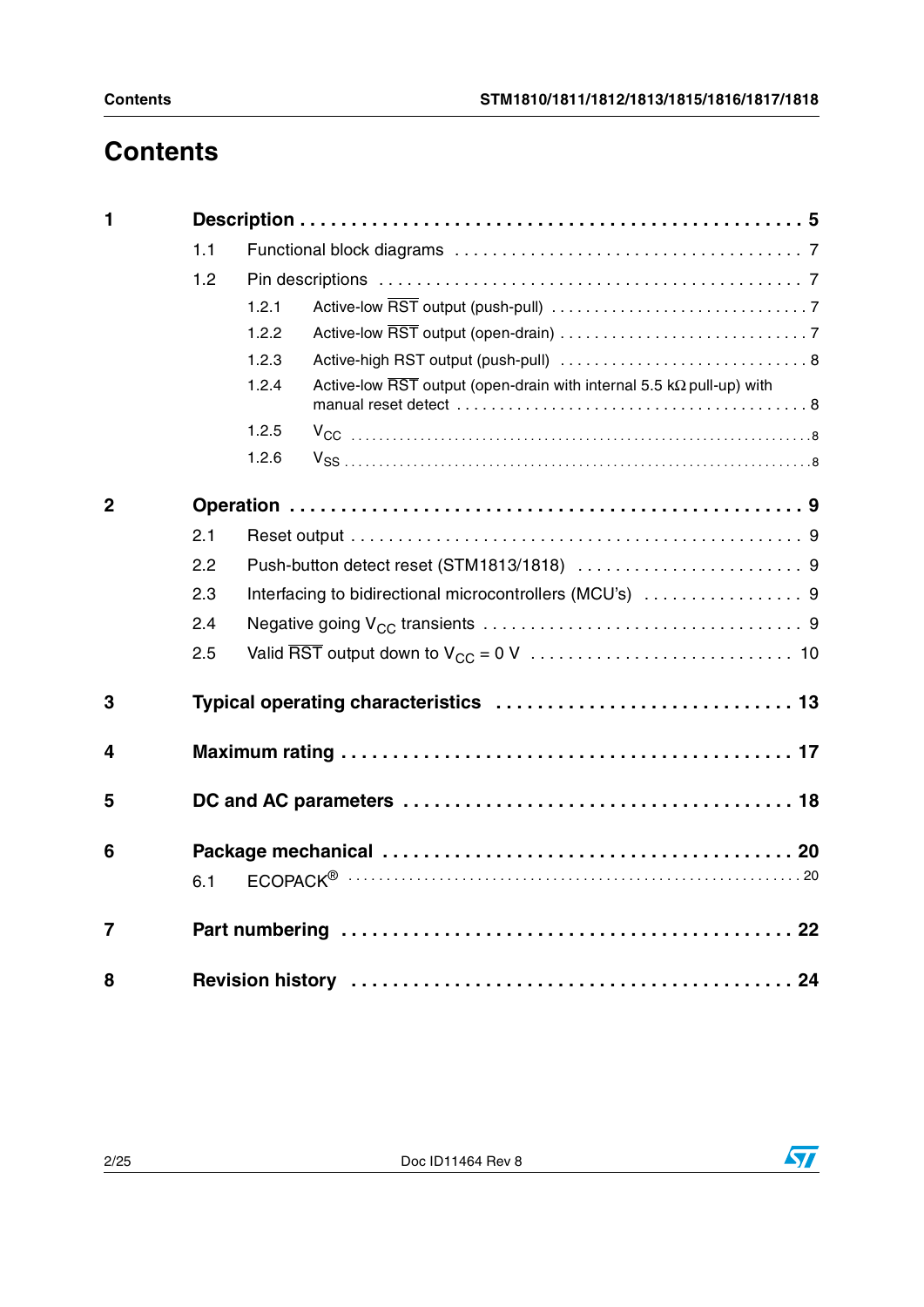# Contents

| | | | | |
|---|---|---|---|---|
| **1** | **Description** | | | **5** |
| | 1.1 | Functional block diagrams | | 7 |
| | 1.2 | Pin descriptions | | 7 |
| | | 1.2.1 | Active-low $\overline{RST}$ output (push-pull) | 7 |
| | | 1.2.2 | Active-low $\overline{RST}$ output (open-drain) | 7 |
| | | 1.2.3 | Active-high RST output (push-pull) | 8 |
| | | 1.2.4 | Active-low $\overline{RST}$ output (open-drain with internal 5.5 kΩ pull-up) with manual reset detect | 8 |
| | | 1.2.5 | $V_{CC}$ | 8 |
| | | 1.2.6 | $V_{SS}$ | 8 |
| **2** | **Operation** | | | **9** |
| | 2.1 | Reset output | | 9 |
| | 2.2 | Push-button detect reset (STM1813/1818) | | 9 |
| | 2.3 | Interfacing to bidirectional microcontrollers (MCU's) | | 9 |
| | 2.4 | Negative going $V_{CC}$ transients | | 9 |
| | 2.5 | Valid $\overline{RST}$ output down to $V_{CC}$ = 0 V | | 10 |
| **3** | **Typical operating characteristics** | | | **13** |
| **4** | **Maximum rating** | | | **17** |
| **5** | **DC and AC parameters** | | | **18** |
| **6** | **Package mechanical** | | | **20** |
| | 6.1 | ECOPACK® | | 20 |
| **7** | **Part numbering** | | | **22** |
| **8** | **Revision history** | | | **24** |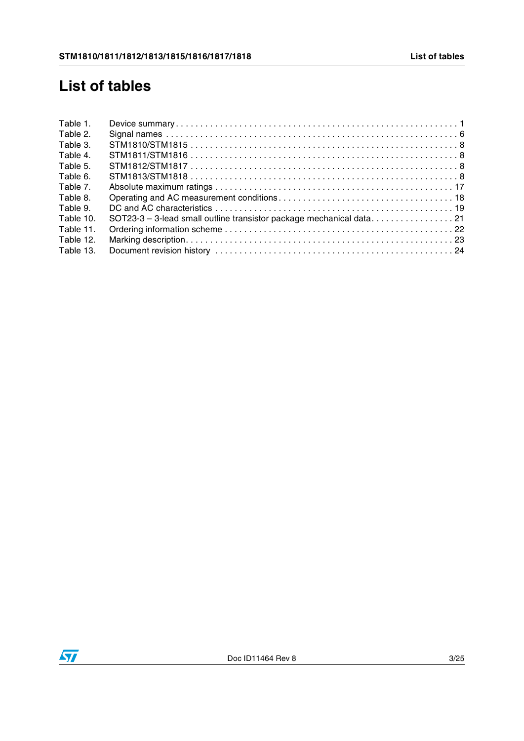# List of tables

Table 1. Device summary . . . . . . . . . . . . . . . . . . . . . . . . . . . . . . . . . . . . . . . . . . . . . . . . . . . . . . . . . 1
Table 2. Signal names . . . . . . . . . . . . . . . . . . . . . . . . . . . . . . . . . . . . . . . . . . . . . . . . . . . . . . . . . . . 6
Table 3. STM1810/STM1815 . . . . . . . . . . . . . . . . . . . . . . . . . . . . . . . . . . . . . . . . . . . . . . . . . . . . . 8
Table 4. STM1811/STM1816 . . . . . . . . . . . . . . . . . . . . . . . . . . . . . . . . . . . . . . . . . . . . . . . . . . . . . 8
Table 5. STM1812/STM1817 . . . . . . . . . . . . . . . . . . . . . . . . . . . . . . . . . . . . . . . . . . . . . . . . . . . . . 8
Table 6. STM1813/STM1818 . . . . . . . . . . . . . . . . . . . . . . . . . . . . . . . . . . . . . . . . . . . . . . . . . . . . . 8
Table 7. Absolute maximum ratings . . . . . . . . . . . . . . . . . . . . . . . . . . . . . . . . . . . . . . . . . . . . . . . . 17
Table 8. Operating and AC measurement conditions . . . . . . . . . . . . . . . . . . . . . . . . . . . . . . . . . . . 18
Table 9. DC and AC characteristics . . . . . . . . . . . . . . . . . . . . . . . . . . . . . . . . . . . . . . . . . . . . . . . . 19
Table 10. SOT23-3 – 3-lead small outline transistor package mechanical data . . . . . . . . . . . . . . . . . 21
Table 11. Ordering information scheme . . . . . . . . . . . . . . . . . . . . . . . . . . . . . . . . . . . . . . . . . . . . . 22
Table 12. Marking description . . . . . . . . . . . . . . . . . . . . . . . . . . . . . . . . . . . . . . . . . . . . . . . . . . . . 23
Table 13. Document revision history . . . . . . . . . . . . . . . . . . . . . . . . . . . . . . . . . . . . . . . . . . . . . . . 24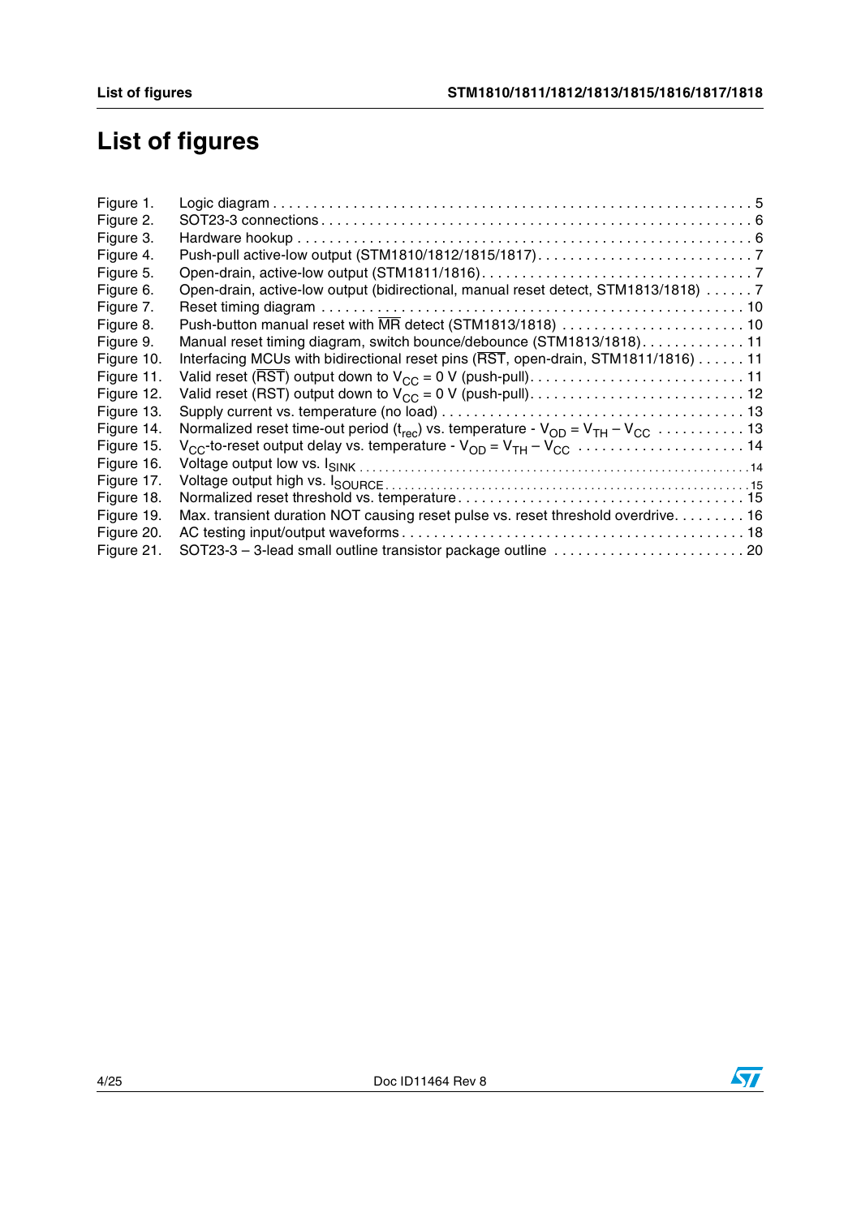# List of figures

| | | |
|---|---|---|
| Figure 1. | Logic diagram | 5 |
| Figure 2. | SOT23-3 connections | 6 |
| Figure 3. | Hardware hookup | 6 |
| Figure 4. | Push-pull active-low output (STM1810/1812/1815/1817) | 7 |
| Figure 5. | Open-drain, active-low output (STM1811/1816) | 7 |
| Figure 6. | Open-drain, active-low output (bidirectional, manual reset detect, STM1813/1818) | 7 |
| Figure 7. | Reset timing diagram | 10 |
| Figure 8. | Push-button manual reset with $\overline{MR}$ detect (STM1813/1818) | 10 |
| Figure 9. | Manual reset timing diagram, switch bounce/debounce (STM1813/1818) | 11 |
| Figure 10. | Interfacing MCUs with bidirectional reset pins ($\overline{RST}$, open-drain, STM1811/1816) | 11 |
| Figure 11. | Valid reset ($\overline{RST}$) output down to $V_{CC}$ = 0 V (push-pull) | 11 |
| Figure 12. | Valid reset (RST) output down to $V_{CC}$ = 0 V (push-pull) | 12 |
| Figure 13. | Supply current vs. temperature (no load) | 13 |
| Figure 14. | Normalized reset time-out period ($t_{rec}$) vs. temperature - $V_{OD} = V_{TH} - V_{CC}$ | 13 |
| Figure 15. | $V_{CC}$-to-reset output delay vs. temperature - $V_{OD} = V_{TH} - V_{CC}$ | 14 |
| Figure 16. | Voltage output low vs. $I_{SINK}$ | 14 |
| Figure 17. | Voltage output high vs. $I_{SOURCE}$ | 15 |
| Figure 18. | Normalized reset threshold vs. temperature | 15 |
| Figure 19. | Max. transient duration NOT causing reset pulse vs. reset threshold overdrive | 16 |
| Figure 20. | AC testing input/output waveforms | 18 |
| Figure 21. | SOT23-3 – 3-lead small outline transistor package outline | 20 |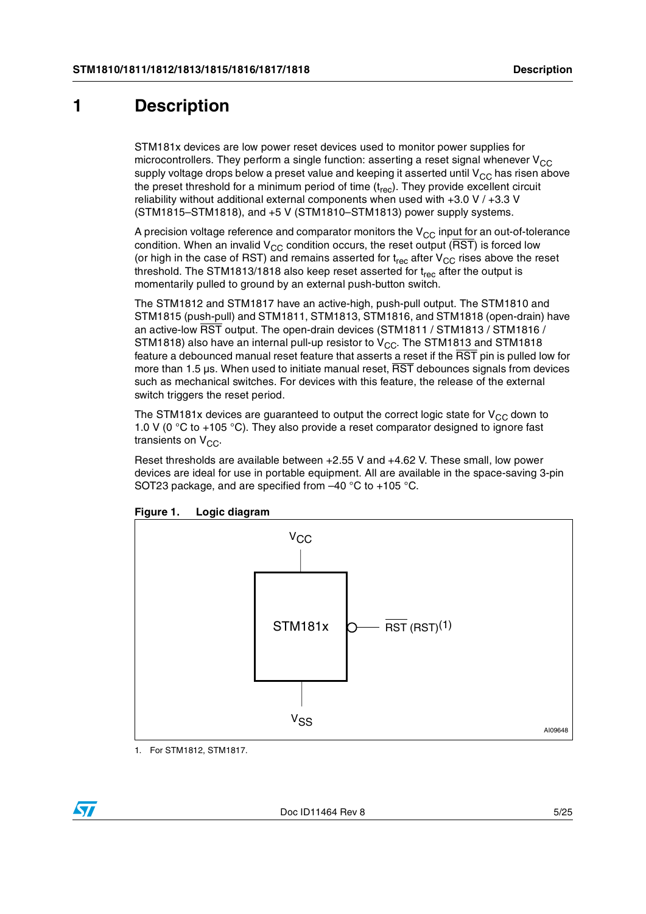# 1 Description

STM181x devices are low power reset devices used to monitor power supplies for microcontrollers. They perform a single function: asserting a reset signal whenever $V_{CC}$ supply voltage drops below a preset value and keeping it asserted until $V_{CC}$ has risen above the preset threshold for a minimum period of time ($t_{rec}$). They provide excellent circuit reliability without additional external components when used with +3.0 V / +3.3 V (STM1815–STM1818), and +5 V (STM1810–STM1813) power supply systems.

A precision voltage reference and comparator monitors the $V_{CC}$ input for an out-of-tolerance condition. When an invalid $V_{CC}$ condition occurs, the reset output ($\overline{RST}$) is forced low (or high in the case of RST) and remains asserted for $t_{rec}$ after $V_{CC}$ rises above the reset threshold. The STM1813/1818 also keep reset asserted for $t_{rec}$ after the output is momentarily pulled to ground by an external push-button switch.

The STM1812 and STM1817 have an active-high, push-pull output. The STM1810 and STM1815 (push-pull) and STM1811, STM1813, STM1816, and STM1818 (open-drain) have an active-low $\overline{RST}$ output. The open-drain devices (STM1811 / STM1813 / STM1816 / STM1818) also have an internal pull-up resistor to $V_{CC}$. The STM1813 and STM1818 feature a debounced manual reset feature that asserts a reset if the $\overline{RST}$ pin is pulled low for more than 1.5 µs. When used to initiate manual reset, $\overline{RST}$ debounces signals from devices such as mechanical switches. For devices with this feature, the release of the external switch triggers the reset period.

The STM181x devices are guaranteed to output the correct logic state for $V_{CC}$ down to 1.0 V (0 °C to +105 °C). They also provide a reset comparator designed to ignore fast transients on $V_{CC}$.

Reset thresholds are available between +2.55 V and +4.62 V. These small, low power devices are ideal for use in portable equipment. All are available in the space-saving 3-pin SOT23 package, and are specified from –40 °C to +105 °C.

**Figure 1. Logic diagram**

$V_{CC}$

STM181x

$\overline{RST}$ (RST)(1)

$V_{SS}$

AI09648

1. For STM1812, STM1817.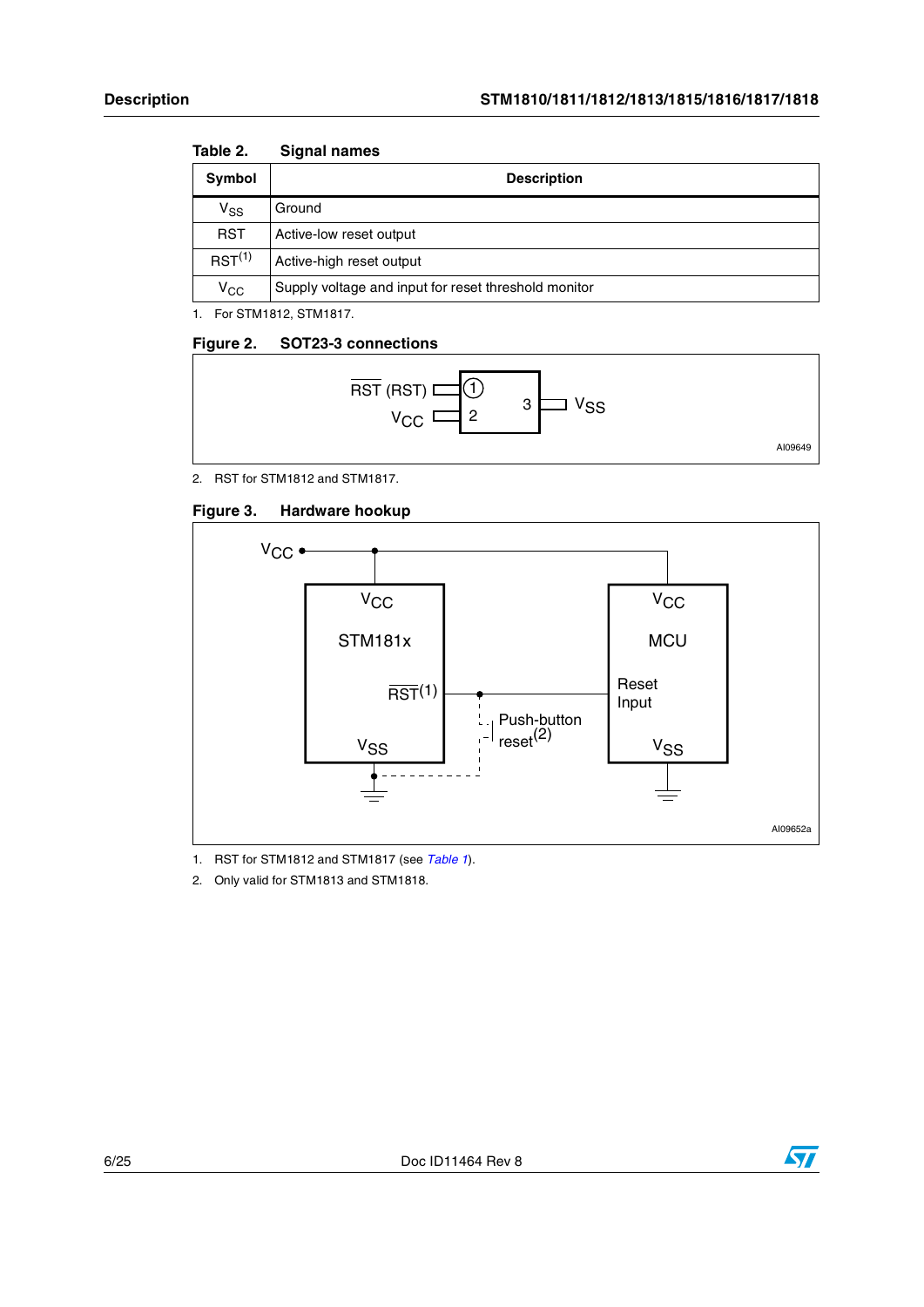Table 2. Signal names

| Symbol | Description |
|---|---|
| $V_{SS}$ | Ground |
| $\overline{RST}$ | Active-low reset output |
| RST[(1)] | Active-high reset output |
| $V_{CC}$ | Supply voltage and input for reset threshold monitor |

1. For STM1812, STM1817.

Figure 2. SOT23-3 connections

$\overline{RST}$ (RST) 1
$V_{CC}$ 2
3 $V_{SS}$

AI09649

2. RST for STM1812 and STM1817.

Figure 3. Hardware hookup

$V_{CC}$

STM181x: $V_{CC}$, $\overline{RST}$(1), $V_{SS}$

MCU: $V_{CC}$, Reset Input, $V_{SS}$

Push-button reset(2)

AI09652a

1. RST for STM1812 and STM1817 (see *Table 1*).
2. Only valid for STM1813 and STM1818.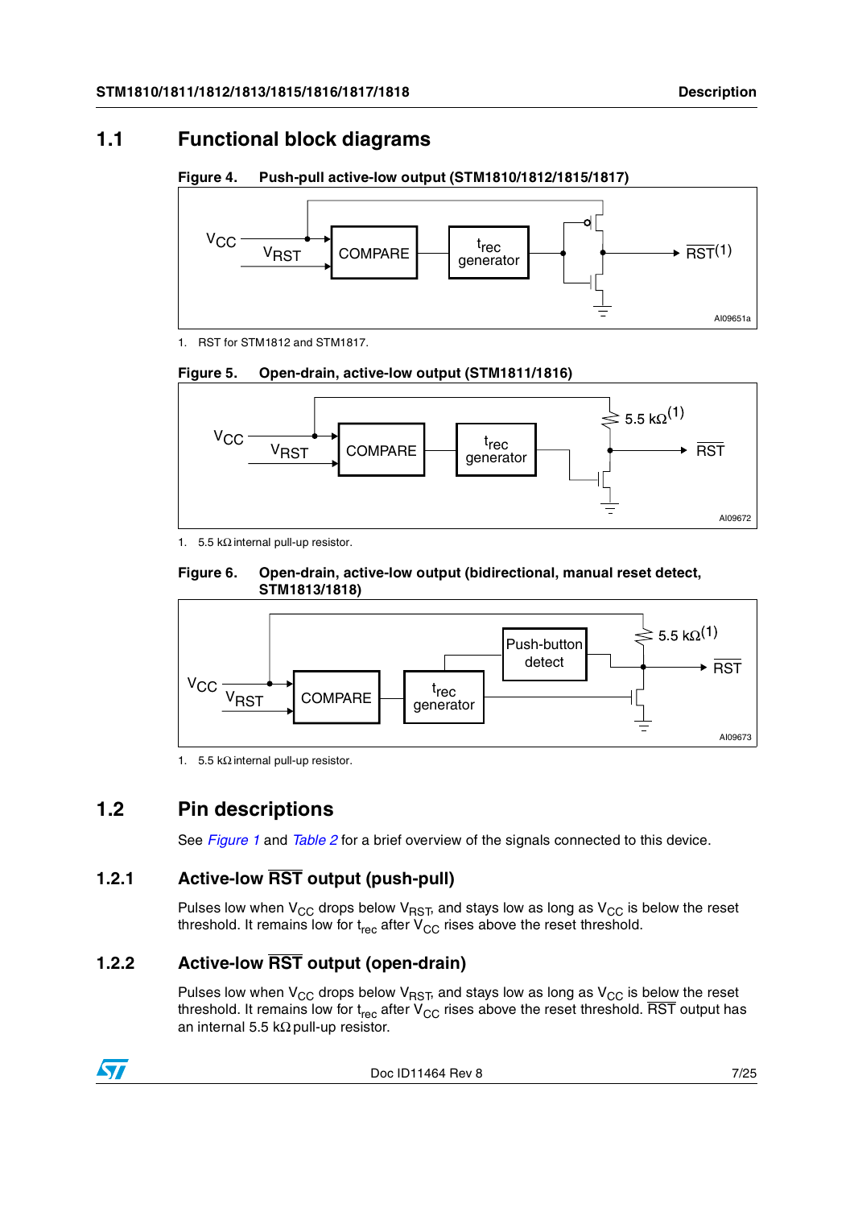## 1.1 Functional block diagrams

**Figure 4. Push-pull active-low output (STM1810/1812/1815/1817)**

1. RST for STM1812 and STM1817.

**Figure 5. Open-drain, active-low output (STM1811/1816)**

1. 5.5 kΩ internal pull-up resistor.

**Figure 6. Open-drain, active-low output (bidirectional, manual reset detect, STM1813/1818)**

1. 5.5 kΩ internal pull-up resistor.

## 1.2 Pin descriptions

See *Figure 1* and *Table 2* for a brief overview of the signals connected to this device.

### 1.2.1 Active-low $\overline{RST}$ output (push-pull)

Pulses low when $V_{CC}$ drops below $V_{RST}$, and stays low as long as $V_{CC}$ is below the reset threshold. It remains low for $t_{rec}$ after $V_{CC}$ rises above the reset threshold.

### 1.2.2 Active-low $\overline{RST}$ output (open-drain)

Pulses low when $V_{CC}$ drops below $V_{RST}$, and stays low as long as $V_{CC}$ is below the reset threshold. It remains low for $t_{rec}$ after $V_{CC}$ rises above the reset threshold. $\overline{RST}$ output has an internal 5.5 kΩ pull-up resistor.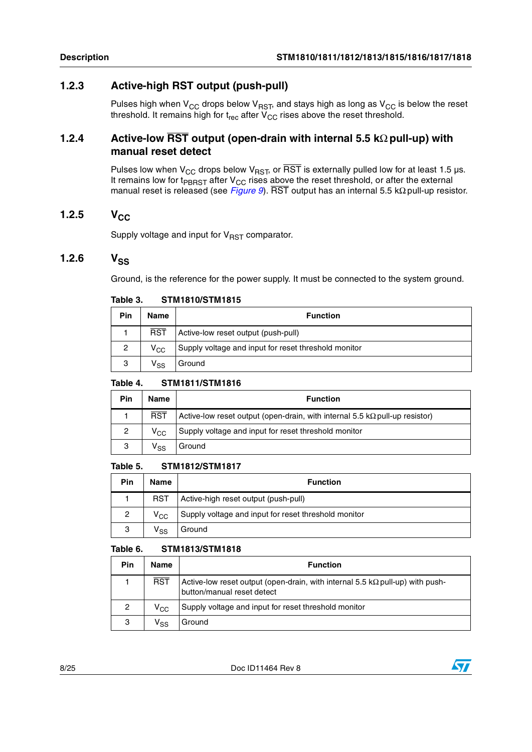### 1.2.3 Active-high RST output (push-pull)

Pulses high when $V_{CC}$ drops below $V_{RST}$, and stays high as long as $V_{CC}$ is below the reset threshold. It remains high for $t_{rec}$ after $V_{CC}$ rises above the reset threshold.

### 1.2.4 Active-low $\overline{RST}$ output (open-drain with internal 5.5 kΩ pull-up) with manual reset detect

Pulses low when $V_{CC}$ drops below $V_{RST}$, or $\overline{RST}$ is externally pulled low for at least 1.5 µs. It remains low for $t_{PBRST}$ after $V_{CC}$ rises above the reset threshold, or after the external manual reset is released (see *Figure 9*). $\overline{RST}$ output has an internal 5.5 kΩ pull-up resistor.

### 1.2.5 $V_{CC}$

Supply voltage and input for $V_{RST}$ comparator.

### 1.2.6 $V_{SS}$

Ground, is the reference for the power supply. It must be connected to the system ground.

**Table 3. STM1810/STM1815**

| Pin | Name | Function |
|---|---|---|
| 1 | $\overline{RST}$ | Active-low reset output (push-pull) |
| 2 | $V_{CC}$ | Supply voltage and input for reset threshold monitor |
| 3 | $V_{SS}$ | Ground |

**Table 4. STM1811/STM1816**

| Pin | Name | Function |
|---|---|---|
| 1 | $\overline{RST}$ | Active-low reset output (open-drain, with internal 5.5 kΩ pull-up resistor) |
| 2 | $V_{CC}$ | Supply voltage and input for reset threshold monitor |
| 3 | $V_{SS}$ | Ground |

**Table 5. STM1812/STM1817**

| Pin | Name | Function |
|---|---|---|
| 1 | RST | Active-high reset output (push-pull) |
| 2 | $V_{CC}$ | Supply voltage and input for reset threshold monitor |
| 3 | $V_{SS}$ | Ground |

**Table 6. STM1813/STM1818**

| Pin | Name | Function |
|---|---|---|
| 1 | $\overline{RST}$ | Active-low reset output (open-drain, with internal 5.5 kΩ pull-up) with push-button/manual reset detect |
| 2 | $V_{CC}$ | Supply voltage and input for reset threshold monitor |
| 3 | $V_{SS}$ | Ground |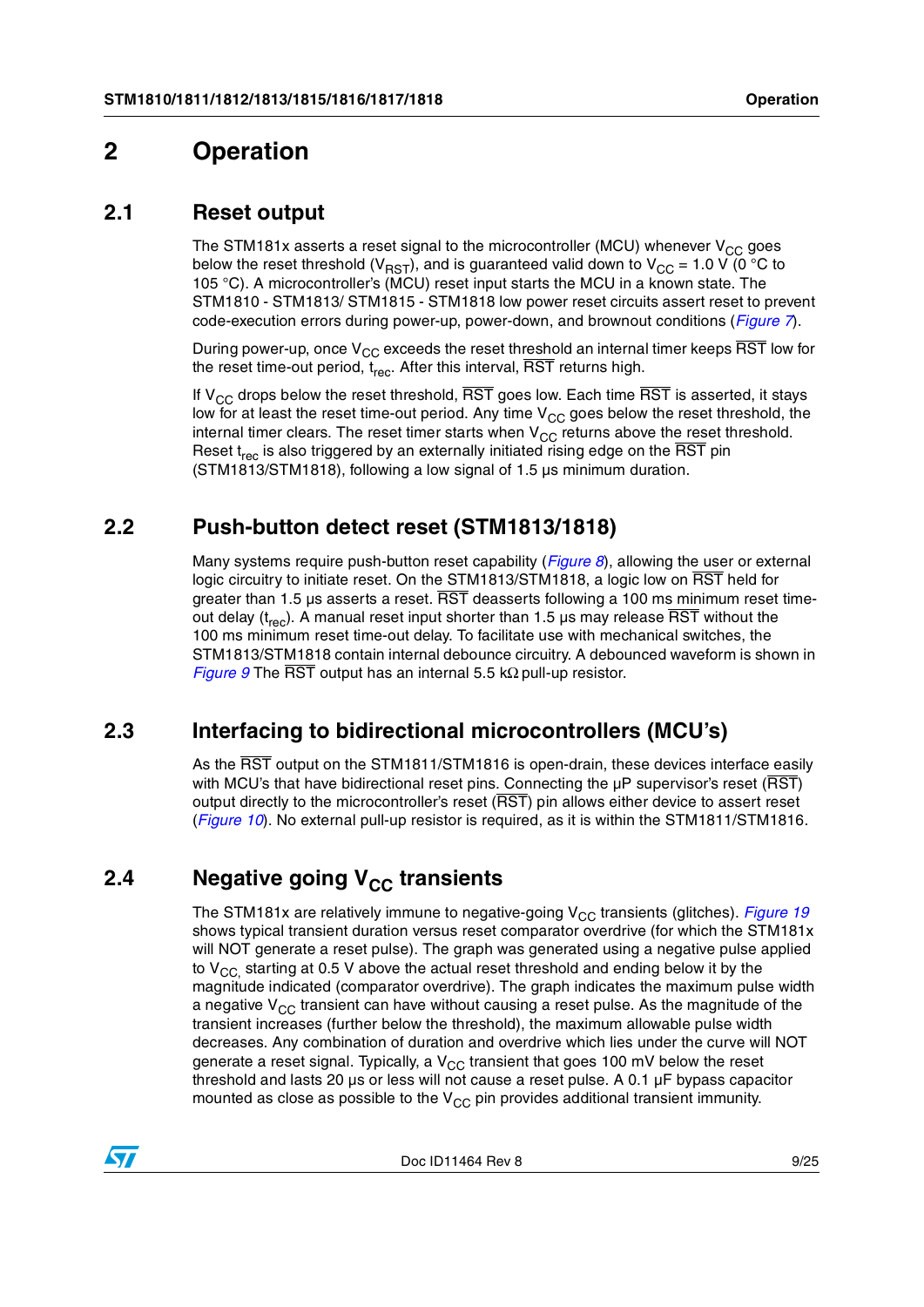# 2 Operation

## 2.1 Reset output

The STM181x asserts a reset signal to the microcontroller (MCU) whenever $V_{CC}$ goes below the reset threshold ($V_{RST}$), and is guaranteed valid down to $V_{CC}$ = 1.0 V (0 °C to 105 °C). A microcontroller's (MCU) reset input starts the MCU in a known state. The STM1810 - STM1813/ STM1815 - STM1818 low power reset circuits assert reset to prevent code-execution errors during power-up, power-down, and brownout conditions (*Figure 7*).

During power-up, once $V_{CC}$ exceeds the reset threshold an internal timer keeps $\overline{RST}$ low for the reset time-out period, $t_{rec}$. After this interval, $\overline{RST}$ returns high.

If $V_{CC}$ drops below the reset threshold, $\overline{RST}$ goes low. Each time $\overline{RST}$ is asserted, it stays low for at least the reset time-out period. Any time $V_{CC}$ goes below the reset threshold, the internal timer clears. The reset timer starts when $V_{CC}$ returns above the reset threshold. Reset $t_{rec}$ is also triggered by an externally initiated rising edge on the $\overline{RST}$ pin (STM1813/STM1818), following a low signal of 1.5 µs minimum duration.

## 2.2 Push-button detect reset (STM1813/1818)

Many systems require push-button reset capability (*Figure 8*), allowing the user or external logic circuitry to initiate reset. On the STM1813/STM1818, a logic low on $\overline{RST}$ held for greater than 1.5 µs asserts a reset. $\overline{RST}$ deasserts following a 100 ms minimum reset time-out delay ($t_{rec}$). A manual reset input shorter than 1.5 µs may release $\overline{RST}$ without the 100 ms minimum reset time-out delay. To facilitate use with mechanical switches, the STM1813/STM1818 contain internal debounce circuitry. A debounced waveform is shown in *Figure 9* The $\overline{RST}$ output has an internal 5.5 kΩ pull-up resistor.

## 2.3 Interfacing to bidirectional microcontrollers (MCU's)

As the $\overline{RST}$ output on the STM1811/STM1816 is open-drain, these devices interface easily with MCU's that have bidirectional reset pins. Connecting the µP supervisor's reset ($\overline{RST}$) output directly to the microcontroller's reset ($\overline{RST}$) pin allows either device to assert reset (*Figure 10*). No external pull-up resistor is required, as it is within the STM1811/STM1816.

## 2.4 Negative going $V_{CC}$ transients

The STM181x are relatively immune to negative-going $V_{CC}$ transients (glitches). *Figure 19* shows typical transient duration versus reset comparator overdrive (for which the STM181x will NOT generate a reset pulse). The graph was generated using a negative pulse applied to $V_{CC}$, starting at 0.5 V above the actual reset threshold and ending below it by the magnitude indicated (comparator overdrive). The graph indicates the maximum pulse width a negative $V_{CC}$ transient can have without causing a reset pulse. As the magnitude of the transient increases (further below the threshold), the maximum allowable pulse width decreases. Any combination of duration and overdrive which lies under the curve will NOT generate a reset signal. Typically, a $V_{CC}$ transient that goes 100 mV below the reset threshold and lasts 20 µs or less will not cause a reset pulse. A 0.1 µF bypass capacitor mounted as close as possible to the $V_{CC}$ pin provides additional transient immunity.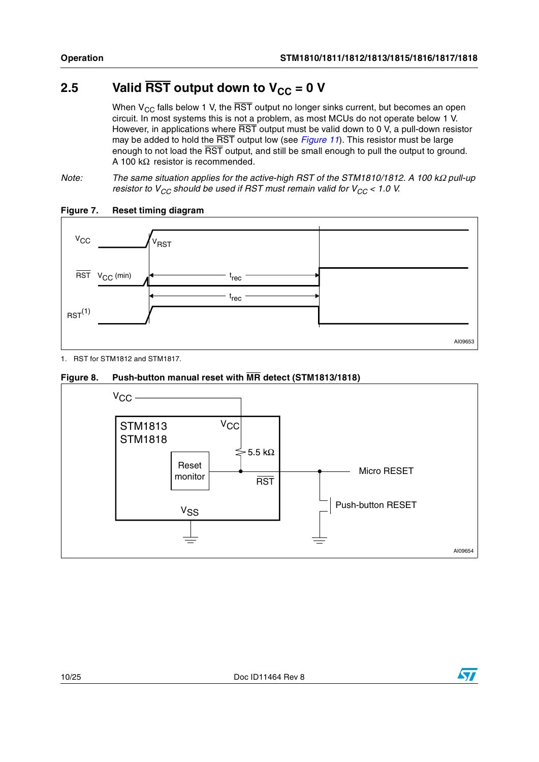## 2.5 Valid $\overline{RST}$ output down to $V_{CC}$ = 0 V

When $V_{CC}$ falls below 1 V, the $\overline{RST}$ output no longer sinks current, but becomes an open circuit. In most systems this is not a problem, as most MCUs do not operate below 1 V. However, in applications where $\overline{RST}$ output must be valid down to 0 V, a pull-down resistor may be added to hold the $\overline{RST}$ output low (see *Figure 11*). This resistor must be large enough to not load the $\overline{RST}$ output, and still be small enough to pull the output to ground. A 100 kΩ resistor is recommended.

*Note: The same situation applies for the active-high RST of the STM1810/1812. A 100 kΩ pull-up resistor to $V_{CC}$ should be used if RST must remain valid for $V_{CC}$ < 1.0 V.*

**Figure 7. Reset timing diagram**

1. RST for STM1812 and STM1817.

**Figure 8. Push-button manual reset with $\overline{MR}$ detect (STM1813/1818)**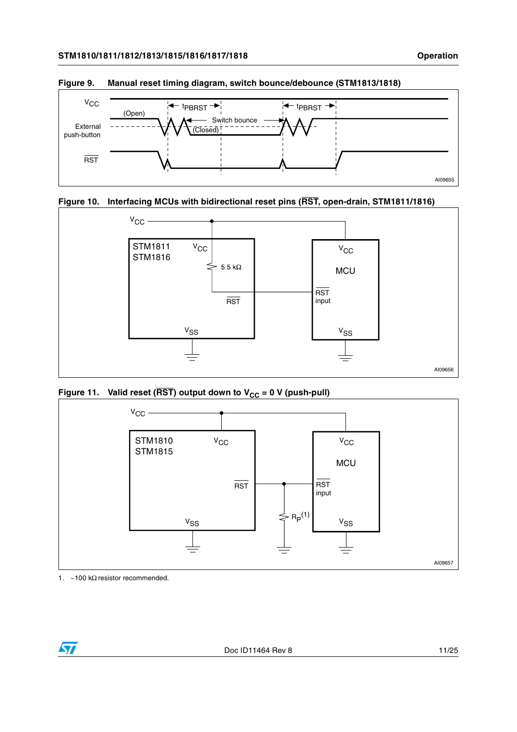**Figure 9. Manual reset timing diagram, switch bounce/debounce (STM1813/1818)**

**Figure 10. Interfacing MCUs with bidirectional reset pins ($\overline{RST}$, open-drain, STM1811/1816)**

**Figure 11. Valid reset ($\overline{RST}$) output down to $V_{CC}$ = 0 V (push-pull)**

1. ~100 kΩ resistor recommended.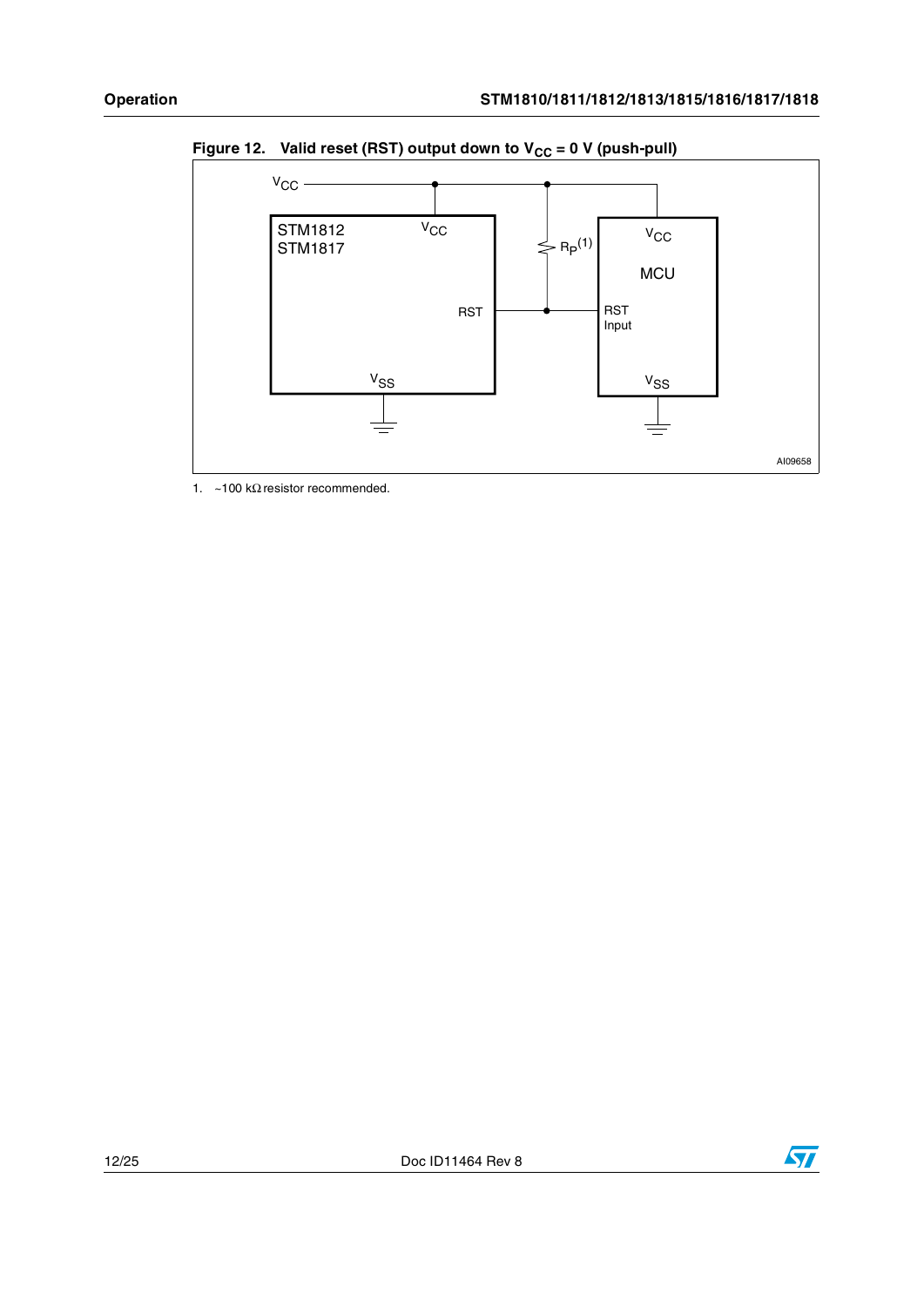Figure 12. Valid reset (RST) output down to $V_{CC}$ = 0 V (push-pull)

1. ~100 kΩ resistor recommended.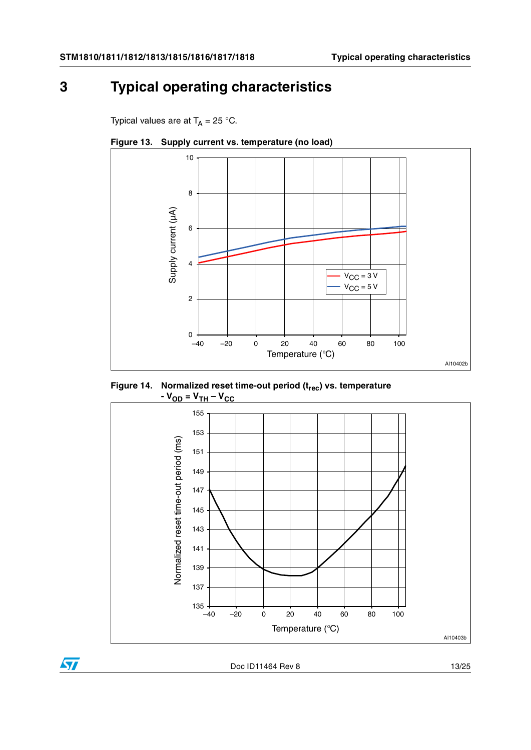# 3 Typical operating characteristics

Typical values are at $T_A$ = 25 °C.

Figure 13. Supply current vs. temperature (no load)

Figure 14. Normalized reset time-out period ($t_{rec}$) vs. temperature - $V_{OD} = V_{TH} - V_{CC}$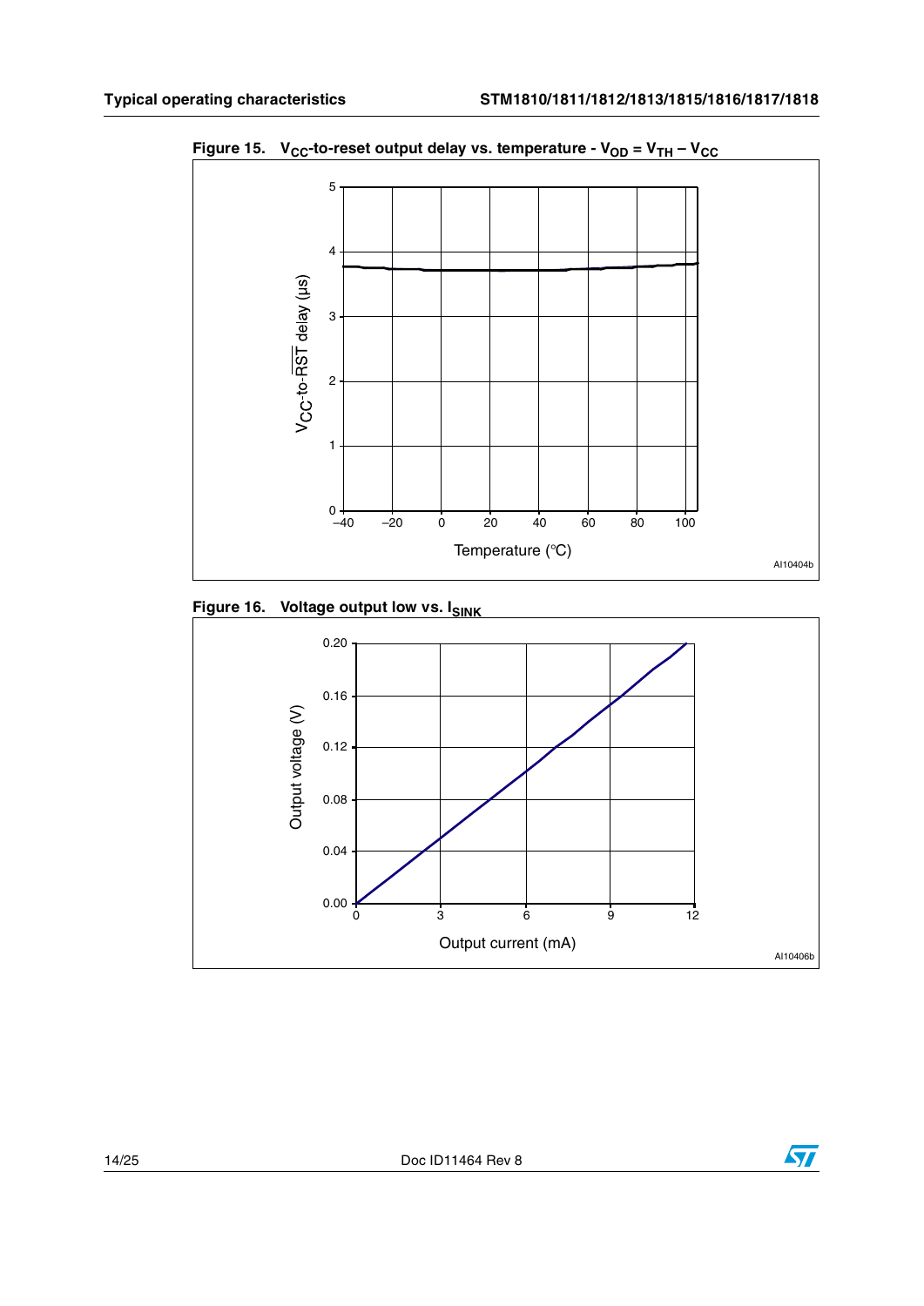Figure 15. $V_{CC}$-to-reset output delay vs. temperature - $V_{OD} = V_{TH} - V_{CC}$

Figure 16. Voltage output low vs. $I_{SINK}$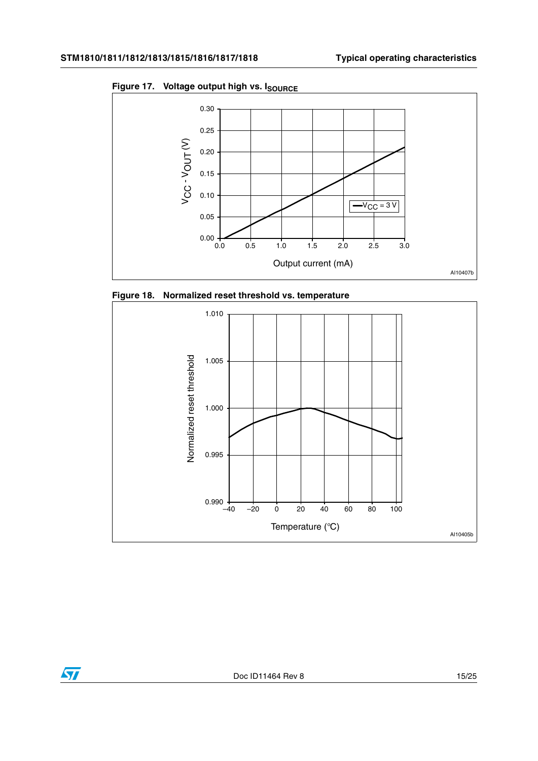Figure 17. Voltage output high vs. $I_{SOURCE}$

Figure 18. Normalized reset threshold vs. temperature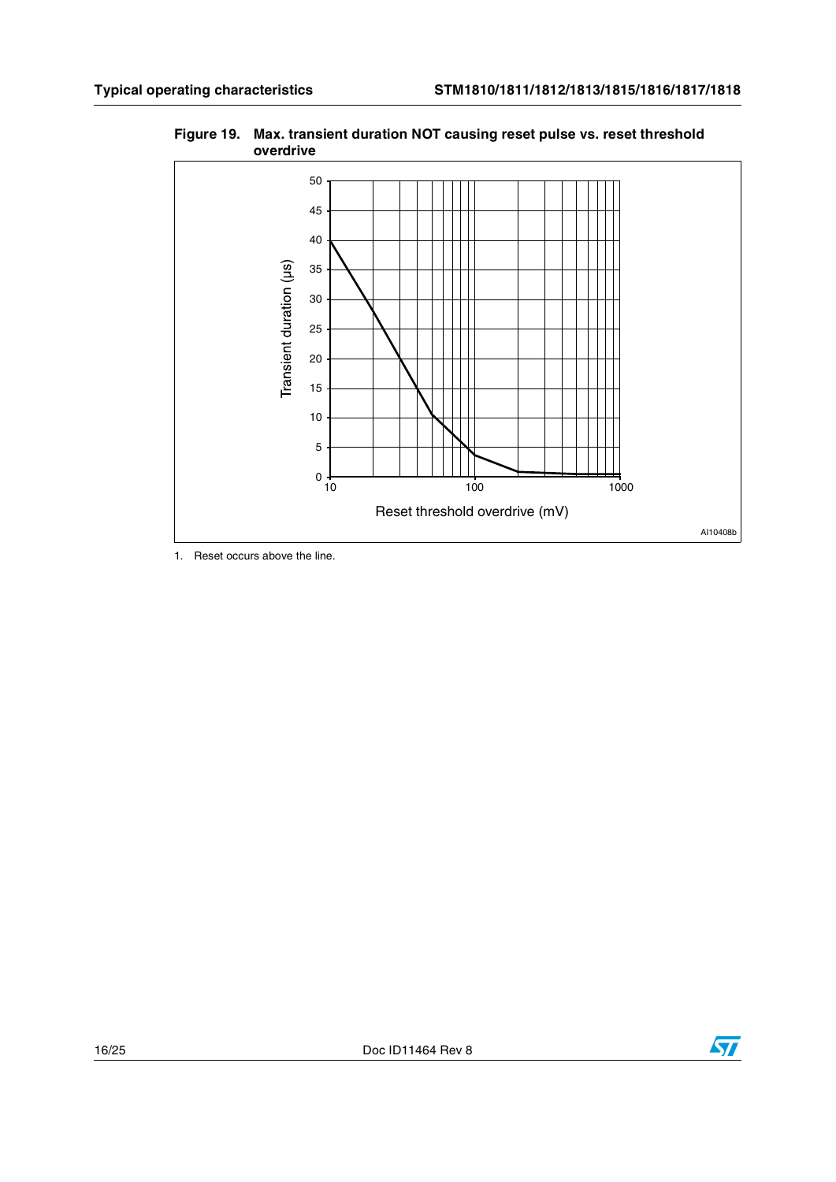**Figure 19. Max. transient duration NOT causing reset pulse vs. reset threshold overdrive**

1. Reset occurs above the line.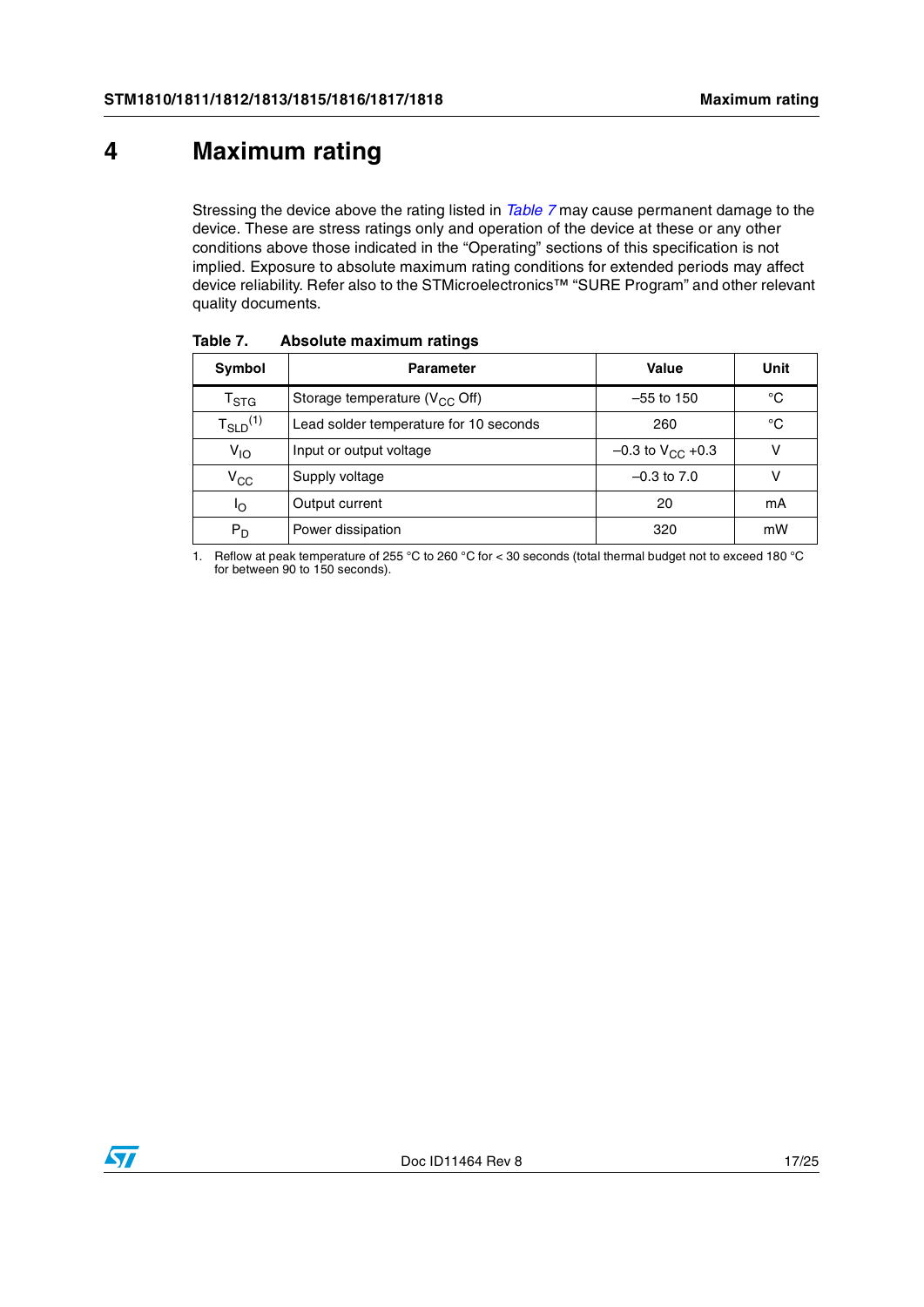# 4 Maximum rating

Stressing the device above the rating listed in *Table 7* may cause permanent damage to the device. These are stress ratings only and operation of the device at these or any other conditions above those indicated in the “Operating” sections of this specification is not implied. Exposure to absolute maximum rating conditions for extended periods may affect device reliability. Refer also to the STMicroelectronics™ “SURE Program” and other relevant quality documents.

**Table 7. Absolute maximum ratings**

| Symbol | Parameter | Value | Unit |
|---|---|---|---|
| $T_{STG}$ | Storage temperature ($V_{CC}$ Off) | –55 to 150 | °C |
| $T_{SLD}$[(1)] | Lead solder temperature for 10 seconds | 260 | °C |
| $V_{IO}$ | Input or output voltage | –0.3 to $V_{CC}$ +0.3 | V |
| $V_{CC}$ | Supply voltage | –0.3 to 7.0 | V |
| $I_O$ | Output current | 20 | mA |
| $P_D$ | Power dissipation | 320 | mW |

1. Reflow at peak temperature of 255 °C to 260 °C for < 30 seconds (total thermal budget not to exceed 180 °C for between 90 to 150 seconds).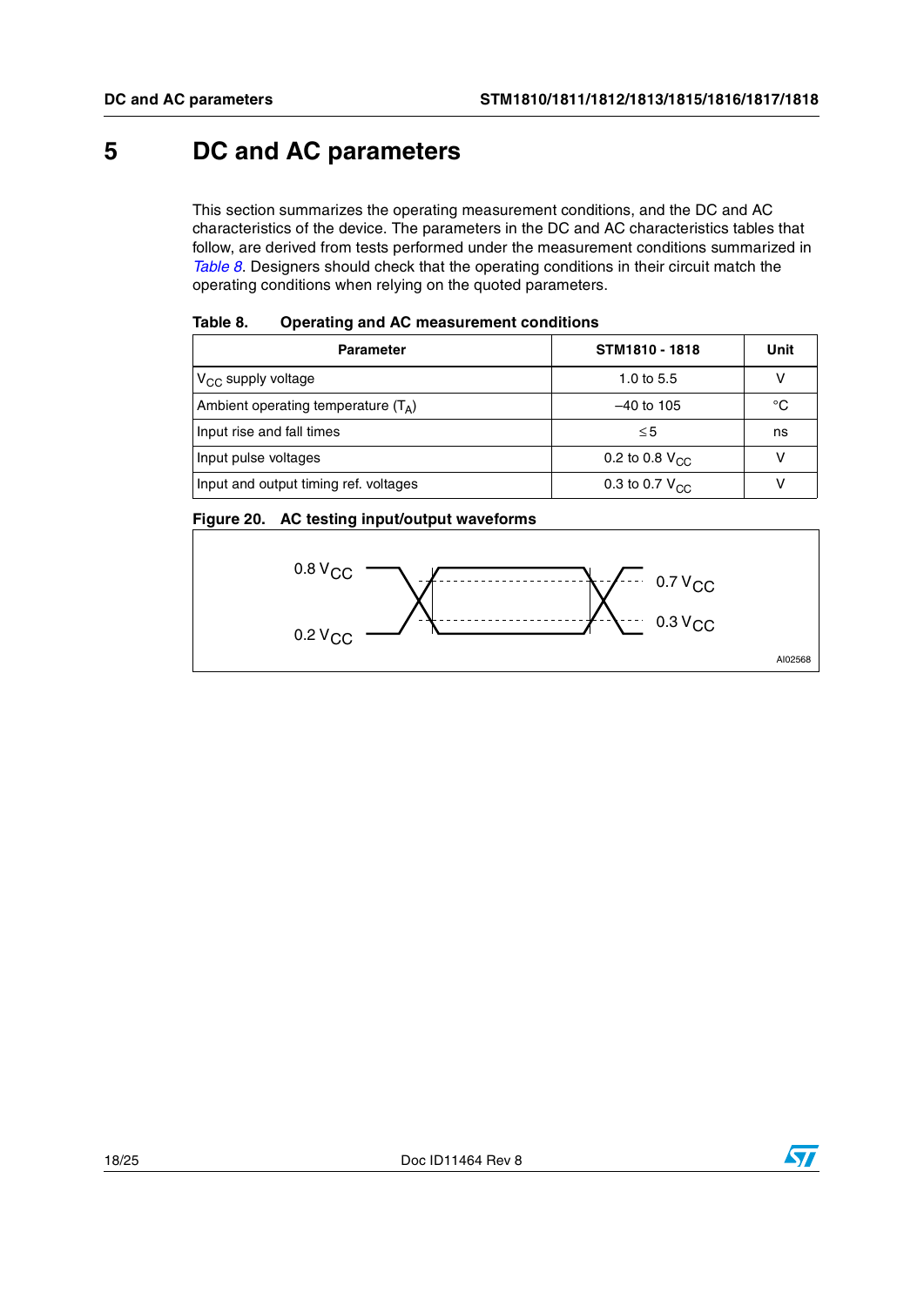# 5 DC and AC parameters

This section summarizes the operating measurement conditions, and the DC and AC characteristics of the device. The parameters in the DC and AC characteristics tables that follow, are derived from tests performed under the measurement conditions summarized in *Table 8*. Designers should check that the operating conditions in their circuit match the operating conditions when relying on the quoted parameters.

**Table 8. Operating and AC measurement conditions**

| Parameter | STM1810 - 1818 | Unit |
|---|---|---|
| $V_{CC}$ supply voltage | 1.0 to 5.5 | V |
| Ambient operating temperature ($T_A$) | –40 to 105 | °C |
| Input rise and fall times | ≤ 5 | ns |
| Input pulse voltages | 0.2 to 0.8 $V_{CC}$ | V |
| Input and output timing ref. voltages | 0.3 to 0.7 $V_{CC}$ | V |

**Figure 20. AC testing input/output waveforms**

0.8 $V_{CC}$ 0.7 $V_{CC}$

0.2 $V_{CC}$ 0.3 $V_{CC}$

AI02568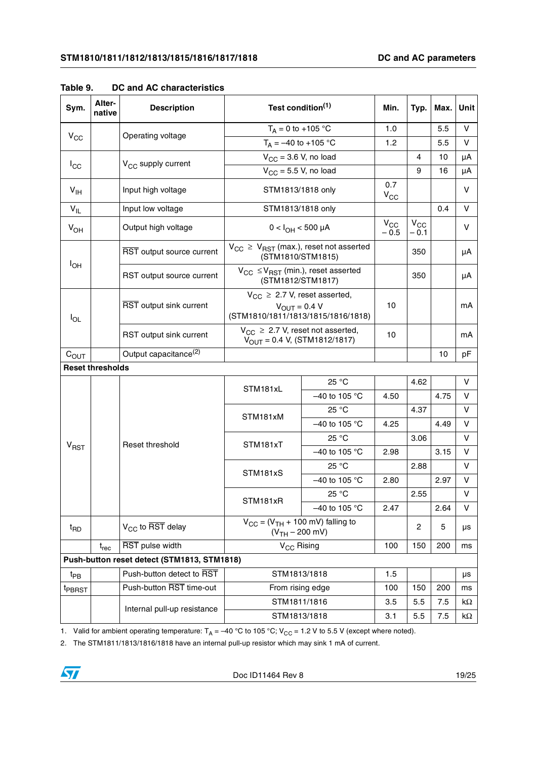**Table 9. DC and AC characteristics**

| Sym. | Alter-native | Description | Test condition[1] | | Min. | Typ. | Max. | Unit |
|---|---|---|---|---|---|---|---|---|
| $V_{CC}$ | | Operating voltage | $T_A$ = 0 to +105 °C | | 1.0 | | 5.5 | V |
| | | | $T_A$ = –40 to +105 °C | | 1.2 | | 5.5 | V |
| $I_{CC}$ | | $V_{CC}$ supply current | $V_{CC}$ = 3.6 V, no load | | | 4 | 10 | µA |
| | | | $V_{CC}$ = 5.5 V, no load | | | 9 | 16 | µA |
| $V_{IH}$ | | Input high voltage | STM1813/1818 only | | 0.7 $V_{CC}$ | | | V |
| $V_{IL}$ | | Input low voltage | STM1813/1818 only | | | | 0.4 | V |
| $V_{OH}$ | | Output high voltage | 0 < $I_{OH}$ < 500 µA | | $V_{CC}$ – 0.5 | $V_{CC}$ – 0.1 | | V |
| $I_{OH}$ | | $\overline{RST}$ output source current | $V_{CC}$ ≥ $V_{RST}$ (max.), reset not asserted (STM1810/STM1815) | | | 350 | | µA |
| | | RST output source current | $V_{CC}$ ≤ $V_{RST}$ (min.), reset asserted (STM1812/STM1817) | | | 350 | | µA |
| $I_{OL}$ | | $\overline{RST}$ output sink current | $V_{CC}$ ≥ 2.7 V, reset asserted, $V_{OUT}$ = 0.4 V (STM1810/1811/1813/1815/1816/1818) | | 10 | | | mA |
| | | RST output sink current | $V_{CC}$ ≥ 2.7 V, reset not asserted, $V_{OUT}$ = 0.4 V, (STM1812/1817) | | 10 | | | mA |
| $C_{OUT}$ | | Output capacitance[2] | | | | | 10 | pF |
| **Reset thresholds** | | | | | | | | |
| $V_{RST}$ | | Reset threshold | STM181xL | 25 °C | | 4.62 | | V |
| | | | | –40 to 105 °C | 4.50 | | 4.75 | V |
| | | | STM181xM | 25 °C | | 4.37 | | V |
| | | | | –40 to 105 °C | 4.25 | | 4.49 | V |
| | | | STM181xT | 25 °C | | 3.06 | | V |
| | | | | –40 to 105 °C | 2.98 | | 3.15 | V |
| | | | STM181xS | 25 °C | | 2.88 | | V |
| | | | | –40 to 105 °C | 2.80 | | 2.97 | V |
| | | | STM181xR | 25 °C | | 2.55 | | V |
| | | | | –40 to 105 °C | 2.47 | | 2.64 | V |
| $t_{RD}$ | | $V_{CC}$ to $\overline{RST}$ delay | $V_{CC}$ = ($V_{TH}$ + 100 mV) falling to ($V_{TH}$ – 200 mV) | | | 2 | 5 | µs |
| | $t_{rec}$ | $\overline{RST}$ pulse width | $V_{CC}$ Rising | | 100 | 150 | 200 | ms |
| **Push-button reset detect (STM1813, STM1818)** | | | | | | | | |
| $t_{PB}$ | | Push-button detect to $\overline{RST}$ | STM1813/1818 | | 1.5 | | | µs |
| $t_{PBRST}$ | | Push-button $\overline{RST}$ time-out | From rising edge | | 100 | 150 | 200 | ms |
| | | Internal pull-up resistance | STM1811/1816 | | 3.5 | 5.5 | 7.5 | kΩ |
| | | | STM1813/1818 | | 3.1 | 5.5 | 7.5 | kΩ |

1. Valid for ambient operating temperature: $T_A$ = –40 °C to 105 °C; $V_{CC}$ = 1.2 V to 5.5 V (except where noted).
2. The STM1811/1813/1816/1818 have an internal pull-up resistor which may sink 1 mA of current.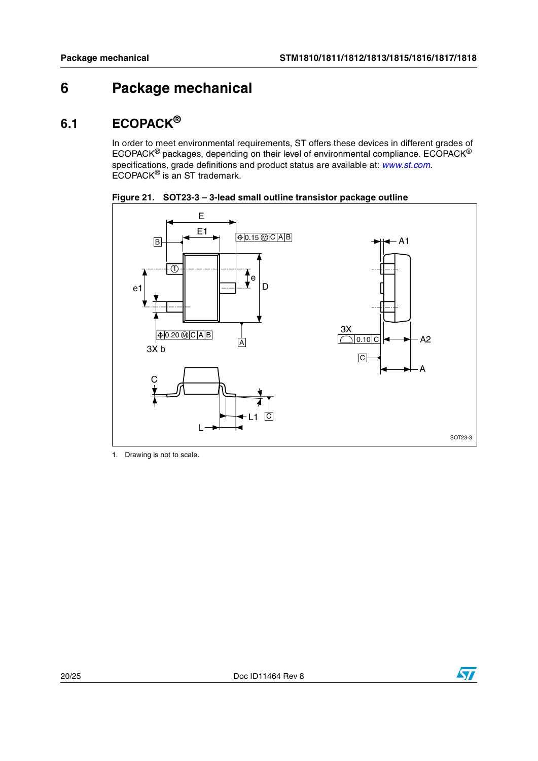# 6 Package mechanical

## 6.1 ECOPACK®

In order to meet environmental requirements, ST offers these devices in different grades of ECOPACK® packages, depending on their level of environmental compliance. ECOPACK® specifications, grade definitions and product status are available at: *www.st.com*. ECOPACK® is an ST trademark.

**Figure 21. SOT23-3 – 3-lead small outline transistor package outline**

1. Drawing is not to scale.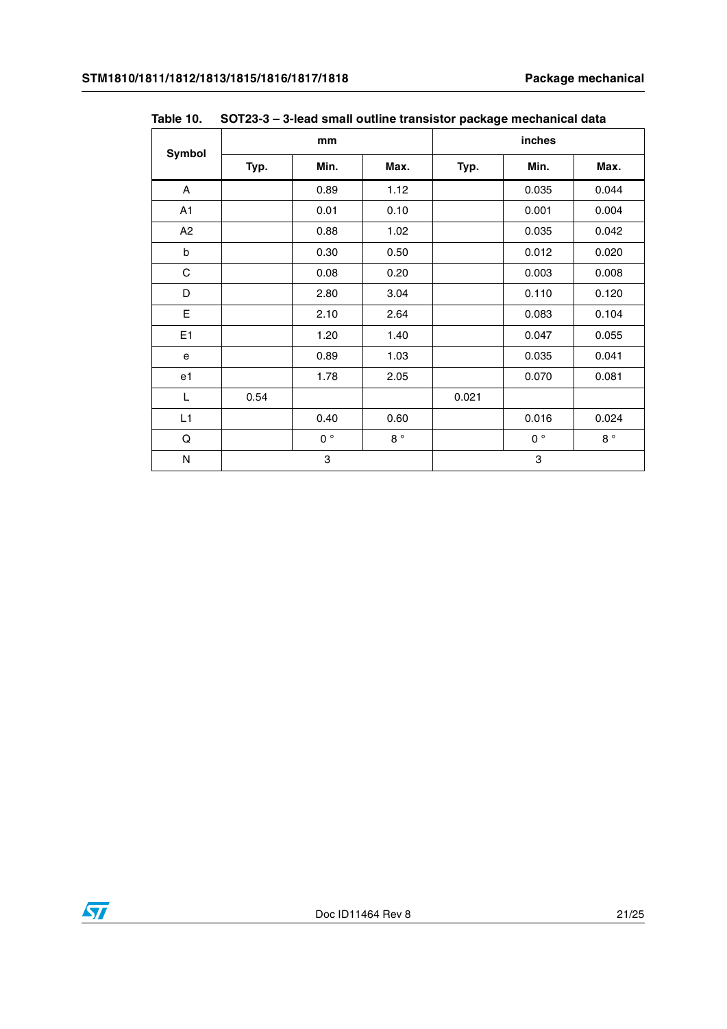Table 10. SOT23-3 – 3-lead small outline transistor package mechanical data

| Symbol | mm | | | inches | | |
|---|---|---|---|---|---|---|
| | Typ. | Min. | Max. | Typ. | Min. | Max. |
| A | | 0.89 | 1.12 | | 0.035 | 0.044 |
| A1 | | 0.01 | 0.10 | | 0.001 | 0.004 |
| A2 | | 0.88 | 1.02 | | 0.035 | 0.042 |
| b | | 0.30 | 0.50 | | 0.012 | 0.020 |
| C | | 0.08 | 0.20 | | 0.003 | 0.008 |
| D | | 2.80 | 3.04 | | 0.110 | 0.120 |
| E | | 2.10 | 2.64 | | 0.083 | 0.104 |
| E1 | | 1.20 | 1.40 | | 0.047 | 0.055 |
| e | | 0.89 | 1.03 | | 0.035 | 0.041 |
| e1 | | 1.78 | 2.05 | | 0.070 | 0.081 |
| L | 0.54 | | | 0.021 | | |
| L1 | | 0.40 | 0.60 | | 0.016 | 0.024 |
| Q | | 0 ° | 8 ° | | 0 ° | 8 ° |
| N | 3 | | | 3 | | |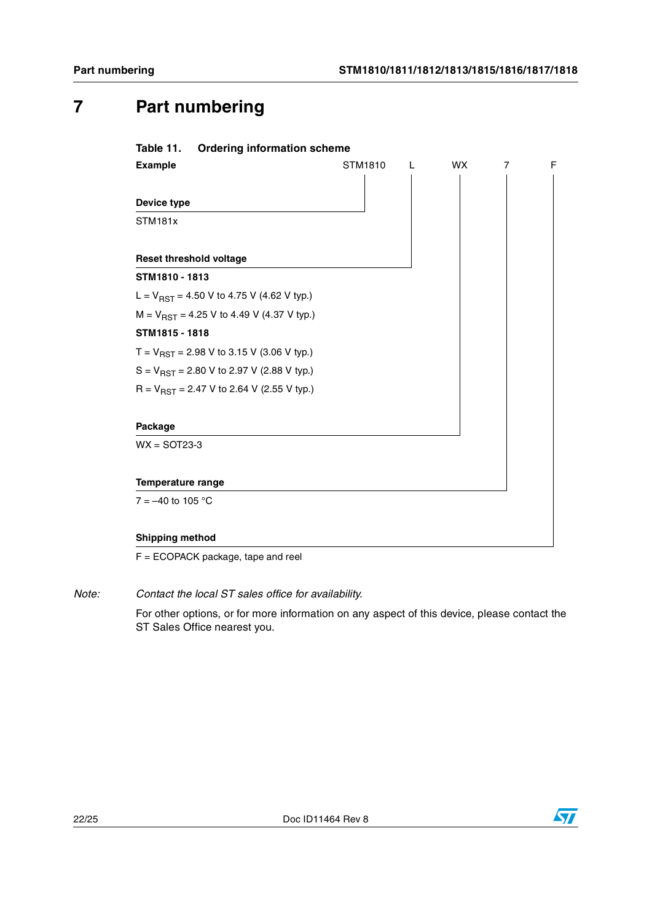# 7 Part numbering

**Table 11. Ordering information scheme**

| **Example** | STM1810 | L | WX | 7 | F |
|---|---|---|---|---|---|

**Device type**

STM181x

**Reset threshold voltage**

**STM1810 - 1813**

L = $V_{RST}$ = 4.50 V to 4.75 V (4.62 V typ.)

M = $V_{RST}$ = 4.25 V to 4.49 V (4.37 V typ.)

**STM1815 - 1818**

T = $V_{RST}$ = 2.98 V to 3.15 V (3.06 V typ.)

S = $V_{RST}$ = 2.80 V to 2.97 V (2.88 V typ.)

R = $V_{RST}$ = 2.47 V to 2.64 V (2.55 V typ.)

**Package**

WX = SOT23-3

**Temperature range**

7 = –40 to 105 °C

**Shipping method**

F = ECOPACK package, tape and reel

*Note: Contact the local ST sales office for availability.*

For other options, or for more information on any aspect of this device, please contact the ST Sales Office nearest you.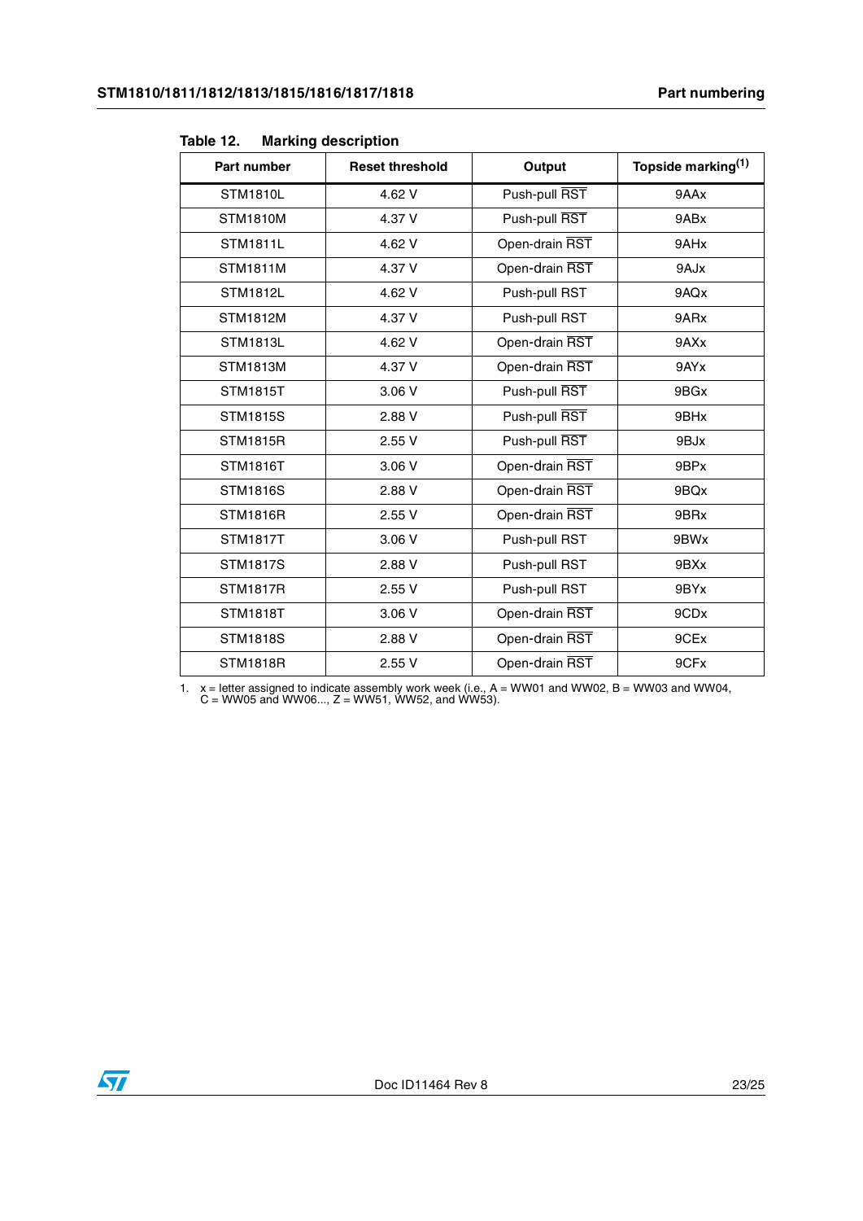Table 12. Marking description

| Part number | Reset threshold | Output | Topside marking[1] |
|---|---|---|---|
| STM1810L | 4.62 V | Push-pull $\overline{RST}$ | 9AAx |
| STM1810M | 4.37 V | Push-pull $\overline{RST}$ | 9ABx |
| STM1811L | 4.62 V | Open-drain $\overline{RST}$ | 9AHx |
| STM1811M | 4.37 V | Open-drain $\overline{RST}$ | 9AJx |
| STM1812L | 4.62 V | Push-pull RST | 9AQx |
| STM1812M | 4.37 V | Push-pull RST | 9ARx |
| STM1813L | 4.62 V | Open-drain $\overline{RST}$ | 9AXx |
| STM1813M | 4.37 V | Open-drain $\overline{RST}$ | 9AYx |
| STM1815T | 3.06 V | Push-pull $\overline{RST}$ | 9BGx |
| STM1815S | 2.88 V | Push-pull $\overline{RST}$ | 9BHx |
| STM1815R | 2.55 V | Push-pull $\overline{RST}$ | 9BJx |
| STM1816T | 3.06 V | Open-drain $\overline{RST}$ | 9BPx |
| STM1816S | 2.88 V | Open-drain $\overline{RST}$ | 9BQx |
| STM1816R | 2.55 V | Open-drain $\overline{RST}$ | 9BRx |
| STM1817T | 3.06 V | Push-pull RST | 9BWx |
| STM1817S | 2.88 V | Push-pull RST | 9BXx |
| STM1817R | 2.55 V | Push-pull RST | 9BYx |
| STM1818T | 3.06 V | Open-drain $\overline{RST}$ | 9CDx |
| STM1818S | 2.88 V | Open-drain $\overline{RST}$ | 9CEx |
| STM1818R | 2.55 V | Open-drain $\overline{RST}$ | 9CFx |

1. x = letter assigned to indicate assembly work week (i.e., A = WW01 and WW02, B = WW03 and WW04, C = WW05 and WW06..., Z = WW51, WW52, and WW53).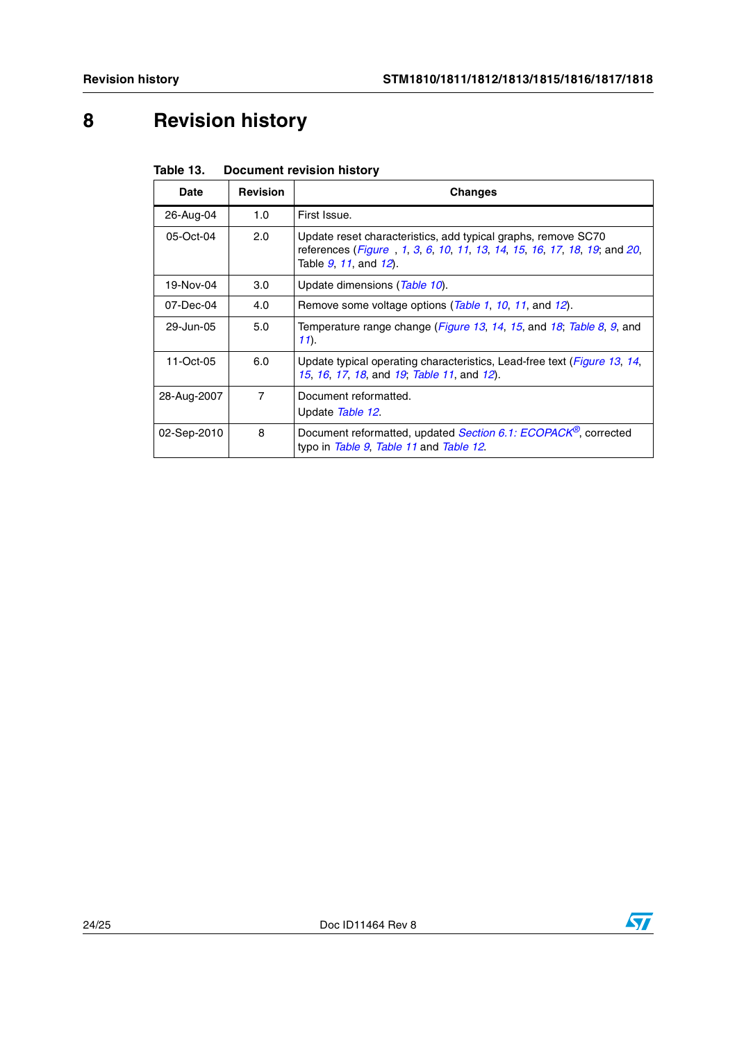# 8 Revision history

Table 13. Document revision history

| Date | Revision | Changes |
|---|---|---|
| 26-Aug-04 | 1.0 | First Issue. |
| 05-Oct-04 | 2.0 | Update reset characteristics, add typical graphs, remove SC70 references (Figure , 1, 3, 6, 10, 11, 13, 14, 15, 16, 17, 18, 19; and 20, Table 9, 11, and 12). |
| 19-Nov-04 | 3.0 | Update dimensions (Table 10). |
| 07-Dec-04 | 4.0 | Remove some voltage options (Table 1, 10, 11, and 12). |
| 29-Jun-05 | 5.0 | Temperature range change (Figure 13, 14, 15, and 18; Table 8, 9, and 11). |
| 11-Oct-05 | 6.0 | Update typical operating characteristics, Lead-free text (Figure 13, 14, 15, 16, 17, 18, and 19; Table 11, and 12). |
| 28-Aug-2007 | 7 | Document reformatted.<br>Update Table 12. |
| 02-Sep-2010 | 8 | Document reformatted, updated Section 6.1: ECOPACK®, corrected typo in Table 9, Table 11 and Table 12. |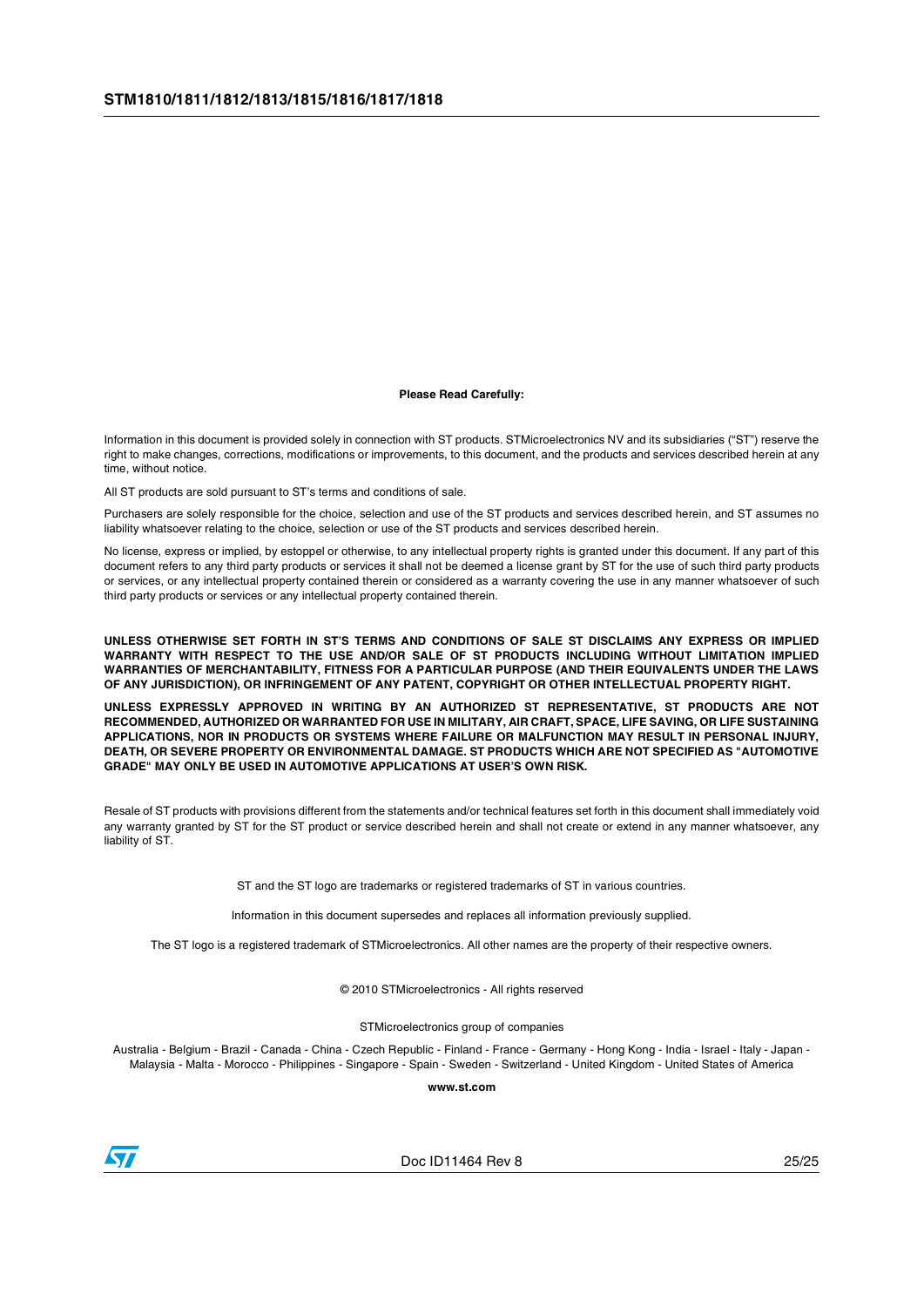**Please Read Carefully:**

Information in this document is provided solely in connection with ST products. STMicroelectronics NV and its subsidiaries (“ST”) reserve the right to make changes, corrections, modifications or improvements, to this document, and the products and services described herein at any time, without notice.

All ST products are sold pursuant to ST’s terms and conditions of sale.

Purchasers are solely responsible for the choice, selection and use of the ST products and services described herein, and ST assumes no liability whatsoever relating to the choice, selection or use of the ST products and services described herein.

No license, express or implied, by estoppel or otherwise, to any intellectual property rights is granted under this document. If any part of this document refers to any third party products or services it shall not be deemed a license grant by ST for the use of such third party products or services, or any intellectual property contained therein or considered as a warranty covering the use in any manner whatsoever of such third party products or services or any intellectual property contained therein.

**UNLESS OTHERWISE SET FORTH IN ST’S TERMS AND CONDITIONS OF SALE ST DISCLAIMS ANY EXPRESS OR IMPLIED WARRANTY WITH RESPECT TO THE USE AND/OR SALE OF ST PRODUCTS INCLUDING WITHOUT LIMITATION IMPLIED WARRANTIES OF MERCHANTABILITY, FITNESS FOR A PARTICULAR PURPOSE (AND THEIR EQUIVALENTS UNDER THE LAWS OF ANY JURISDICTION), OR INFRINGEMENT OF ANY PATENT, COPYRIGHT OR OTHER INTELLECTUAL PROPERTY RIGHT.**

**UNLESS EXPRESSLY APPROVED IN WRITING BY AN AUTHORIZED ST REPRESENTATIVE, ST PRODUCTS ARE NOT RECOMMENDED, AUTHORIZED OR WARRANTED FOR USE IN MILITARY, AIR CRAFT, SPACE, LIFE SAVING, OR LIFE SUSTAINING APPLICATIONS, NOR IN PRODUCTS OR SYSTEMS WHERE FAILURE OR MALFUNCTION MAY RESULT IN PERSONAL INJURY, DEATH, OR SEVERE PROPERTY OR ENVIRONMENTAL DAMAGE. ST PRODUCTS WHICH ARE NOT SPECIFIED AS "AUTOMOTIVE GRADE" MAY ONLY BE USED IN AUTOMOTIVE APPLICATIONS AT USER’S OWN RISK.**

Resale of ST products with provisions different from the statements and/or technical features set forth in this document shall immediately void any warranty granted by ST for the ST product or service described herein and shall not create or extend in any manner whatsoever, any liability of ST.

ST and the ST logo are trademarks or registered trademarks of ST in various countries.

Information in this document supersedes and replaces all information previously supplied.

The ST logo is a registered trademark of STMicroelectronics. All other names are the property of their respective owners.

© 2010 STMicroelectronics - All rights reserved

STMicroelectronics group of companies

Australia - Belgium - Brazil - Canada - China - Czech Republic - Finland - France - Germany - Hong Kong - India - Israel - Italy - Japan - Malaysia - Malta - Morocco - Philippines - Singapore - Spain - Sweden - Switzerland - United Kingdom - United States of America

**www.st.com**